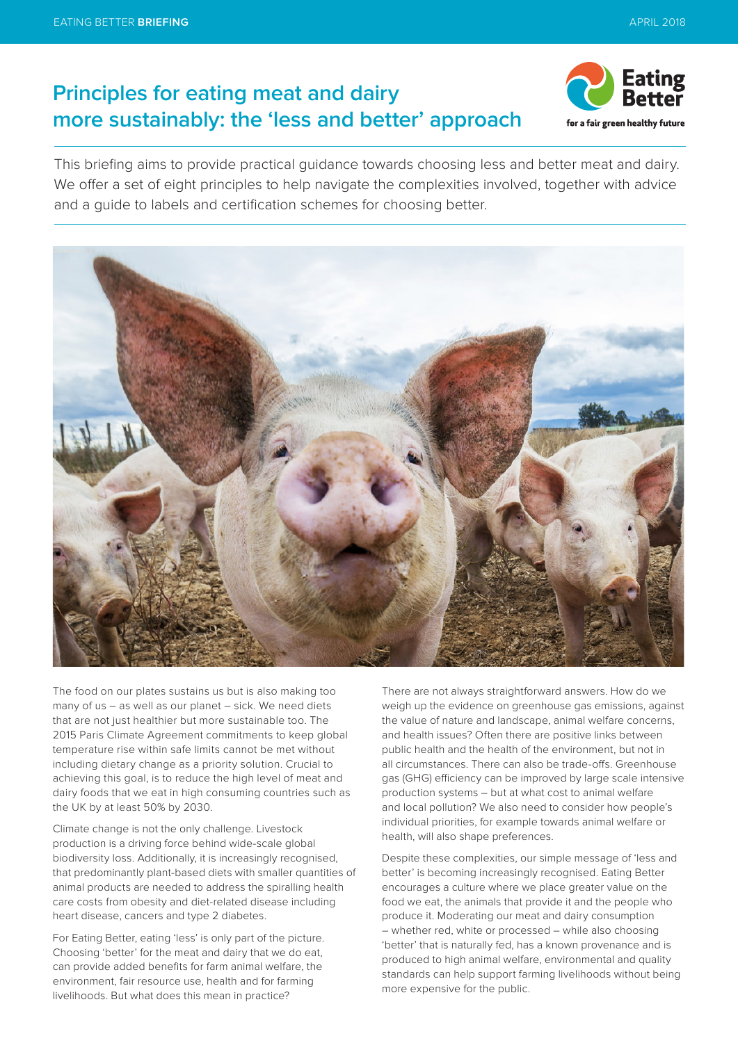# Principles for eating meat and dairy more sustainably: the 'less and better' approach

This briefing aims to provide practical guidance towards choosing less and better meat and dairy. We offer a set of eight principles to help navigate the complexities involved, together with advice and a guide to labels and certification schemes for choosing better.

The food on our plates sustains us but is also making too many of us – as well as our planet – sick. We need diets that are not just healthier but more sustainable too. The 2015 Paris Climate Agreement commitments to keep global temperature rise within safe limits cannot be met without including dietary change as a priority solution. Crucial to achieving this goal, is to reduce the high level of meat and dairy foods that we eat in high consuming countries such as the UK by at least 50% by 2030.

Climate change is not the only challenge. Livestock production is a driving force behind wide-scale global biodiversity loss. Additionally, it is increasingly recognised, that predominantly plant-based diets with smaller quantities of animal products are needed to address the spiralling health care costs from obesity and diet-related disease including heart disease, cancers and type 2 diabetes.

For Eating Better, eating 'less' is only part of the picture. Choosing 'better' for the meat and dairy that we do eat, can provide added benefits for farm animal welfare, the environment, fair resource use, health and for farming livelihoods. But what does this mean in practice?

There are not always straightforward answers. How do we weigh up the evidence on greenhouse gas emissions, against the value of nature and landscape, animal welfare concerns, and health issues? Often there are positive links between public health and the health of the environment, but not in all circumstances. There can also be trade-offs. Greenhouse gas (GHG) efficiency can be improved by large scale intensive production systems – but at what cost to animal welfare and local pollution? We also need to consider how people's individual priorities, for example towards animal welfare or health, will also shape preferences.

Despite these complexities, our simple message of 'less and better' is becoming increasingly recognised. Eating Better encourages a culture where we place greater value on the food we eat, the animals that provide it and the people who produce it. Moderating our meat and dairy consumption – whether red, white or processed – while also choosing 'better' that is naturally fed, has a known provenance and is produced to high animal welfare, environmental and quality standards can help support farming livelihoods without being more expensive for the public.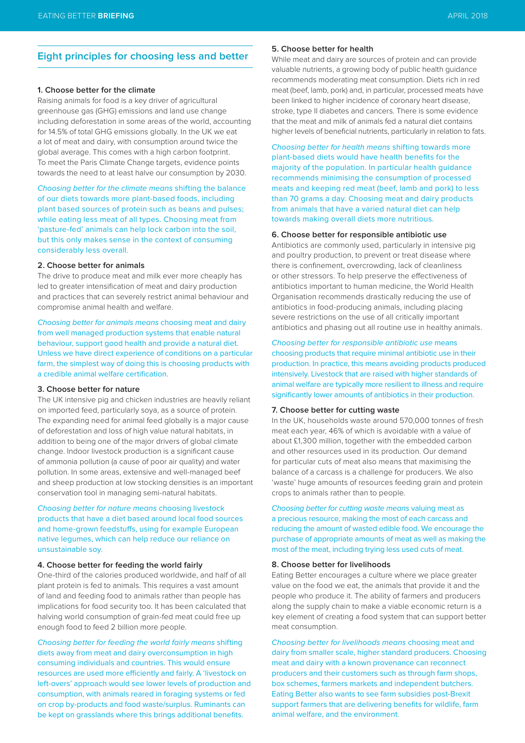## Eight principles for choosing less and better

### 1. Choose better for the climate

Raising animals for food is a key driver of agricultural greenhouse gas (GHG) emissions and land use change including deforestation in some areas of the world, accounting for 14.5% of total GHG emissions globally. In the UK we eat a lot of meat and dairy, with consumption around twice the global average. This comes with a high carbon footprint. To meet the Paris Climate Change targets, evidence points towards the need to at least halve our consumption by 2030.

*Choosing better for the climate means* shifting the balance of our diets towards more plant-based foods, including plant based sources of protein such as beans and pulses; while eating less meat of all types. Choosing meat from 'pasture-fed' animals can help lock carbon into the soil, but this only makes sense in the context of consuming considerably less overall.

### 2. Choose better for animals

The drive to produce meat and milk ever more cheaply has led to greater intensification of meat and dairy production and practices that can severely restrict animal behaviour and compromise animal health and welfare.

*Choosing better for animals means* choosing meat and dairy from well managed production systems that enable natural behaviour, support good health and provide a natural diet. Unless we have direct experience of conditions on a particular farm, the simplest way of doing this is choosing products with a credible animal welfare certification.

### 3. Choose better for nature

The UK intensive pig and chicken industries are heavily reliant on imported feed, particularly soya, as a source of protein. The expanding need for animal feed globally is a major cause of deforestation and loss of high value natural habitats, in addition to being one of the major drivers of global climate change. Indoor livestock production is a significant cause of ammonia pollution (a cause of poor air quality) and water pollution. In some areas, extensive and well-managed beef and sheep production at low stocking densities is an important conservation tool in managing semi-natural habitats.

*Choosing better for nature means* choosing livestock products that have a diet based around local food sources and home-grown feedstuffs, using for example European native legumes, which can help reduce our reliance on unsustainable soy.

### 4. Choose better for feeding the world fairly

One-third of the calories produced worldwide, and half of all plant protein is fed to animals. This requires a vast amount of land and feeding food to animals rather than people has implications for food security too. It has been calculated that halving world consumption of grain-fed meat could free up enough food to feed 2 billion more people.

*Choosing better for feeding the world fairly means* shifting diets away from meat and dairy overconsumption in high consuming individuals and countries. This would ensure resources are used more efficiently and fairly. A 'livestock on left-overs' approach would see lower levels of production and consumption, with animals reared in foraging systems or fed on crop by-products and food waste/surplus. Ruminants can be kept on grasslands where this brings additional benefits.

### 5. Choose better for health

While meat and dairy are sources of protein and can provide valuable nutrients, a growing body of public health guidance recommends moderating meat consumption. Diets rich in red meat (beef, lamb, pork) and, in particular, processed meats have been linked to higher incidence of coronary heart disease, stroke, type II diabetes and cancers. There is some evidence that the meat and milk of animals fed a natural diet contains higher levels of beneficial nutrients, particularly in relation to fats.

*Choosing better for health means* shifting towards more plant-based diets would have health benefits for the majority of the population. In particular health guidance recommends minimising the consumption of processed meats and keeping red meat (beef, lamb and pork) to less than 70 grams a day. Choosing meat and dairy products from animals that have a varied natural diet can help towards making overall diets more nutritious.

### 6. Choose better for responsible antibiotic use

Antibiotics are commonly used, particularly in intensive pig and poultry production, to prevent or treat disease where there is confinement, overcrowding, lack of cleanliness or other stressors. To help preserve the effectiveness of antibiotics important to human medicine, the World Health Organisation recommends drastically reducing the use of antibiotics in food-producing animals, including placing severe restrictions on the use of all critically important antibiotics and phasing out all routine use in healthy animals.

*Choosing better for responsible antibiotic use* means choosing products that require minimal antibiotic use in their production. In practice, this means avoiding products produced intensively. Livestock that are raised with higher standards of animal welfare are typically more resilient to illness and require significantly lower amounts of antibiotics in their production.

### 7. Choose better for cutting waste

In the UK, households waste around 570,000 tonnes of fresh meat each year, 46% of which is avoidable with a value of about £1,300 million, together with the embedded carbon and other resources used in its production. Our demand for particular cuts of meat also means that maximising the balance of a carcass is a challenge for producers. We also 'waste' huge amounts of resources feeding grain and protein crops to animals rather than to people.

*Choosing better for cutting waste means* valuing meat as a precious resource, making the most of each carcass and reducing the amount of wasted edible food. We encourage the purchase of appropriate amounts of meat as well as making the most of the meat, including trying less used cuts of meat.

### 8. Choose better for livelihoods

Eating Better encourages a culture where we place greater value on the food we eat, the animals that provide it and the people who produce it. The ability of farmers and producers along the supply chain to make a viable economic return is a key element of creating a food system that can support better meat consumption.

*Choosing better for livelihoods means* choosing meat and dairy from smaller scale, higher standard producers. Choosing meat and dairy with a known provenance can reconnect producers and their customers such as through farm shops, box schemes, farmers markets and independent butchers. Eating Better also wants to see farm subsidies post-Brexit support farmers that are delivering benefits for wildlife, farm animal welfare, and the environment.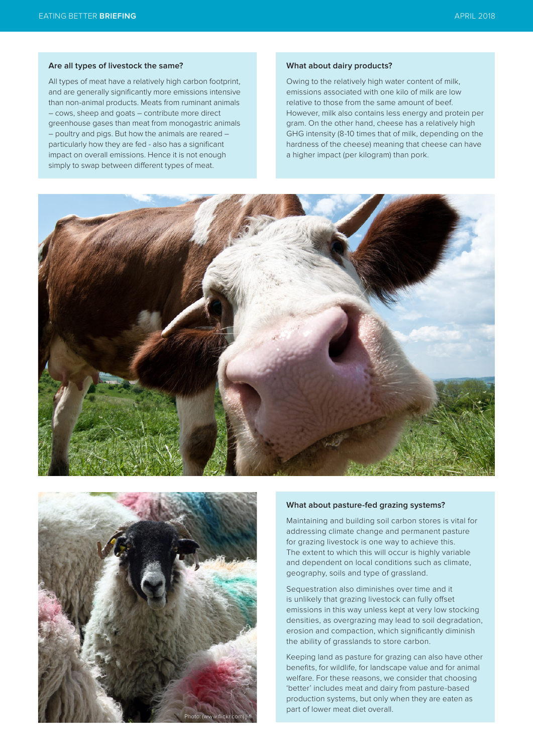### Are all types of livestock the same?

All types of meat have a relatively high carbon footprint, and are generally significantly more emissions intensive than non-animal products. Meats from ruminant animals – cows, sheep and goats – contribute more direct greenhouse gases than meat from monogastric animals – poultry and pigs. But how the animals are reared – particularly how they are fed - also has a significant impact on overall emissions. Hence it is not enough simply to swap between different types of meat.

### What about dairy products?

Owing to the relatively high water content of milk, emissions associated with one kilo of milk are low relative to those from the same amount of beef. However, milk also contains less energy and protein per gram. On the other hand, cheese has a relatively high GHG intensity (8-10 times that of milk, depending on the hardness of the cheese) meaning that cheese can have a higher impact (per kilogram) than pork.

Photo: (www.flickr.com) J-fi

### What about pasture-fed grazing systems?

Maintaining and building soil carbon stores is vital for addressing climate change and permanent pasture for grazing livestock is one way to achieve this. The extent to which this will occur is highly variable and dependent on local conditions such as climate, geography, soils and type of grassland.

Sequestration also diminishes over time and it is unlikely that grazing livestock can fully offset emissions in this way unless kept at very low stocking densities, as overgrazing may lead to soil degradation, erosion and compaction, which significantly diminish the ability of grasslands to store carbon.

Keeping land as pasture for grazing can also have other benefits, for wildlife, for landscape value and for animal welfare. For these reasons, we consider that choosing 'better' includes meat and dairy from pasture-based production systems, but only when they are eaten as part of lower meat diet overall.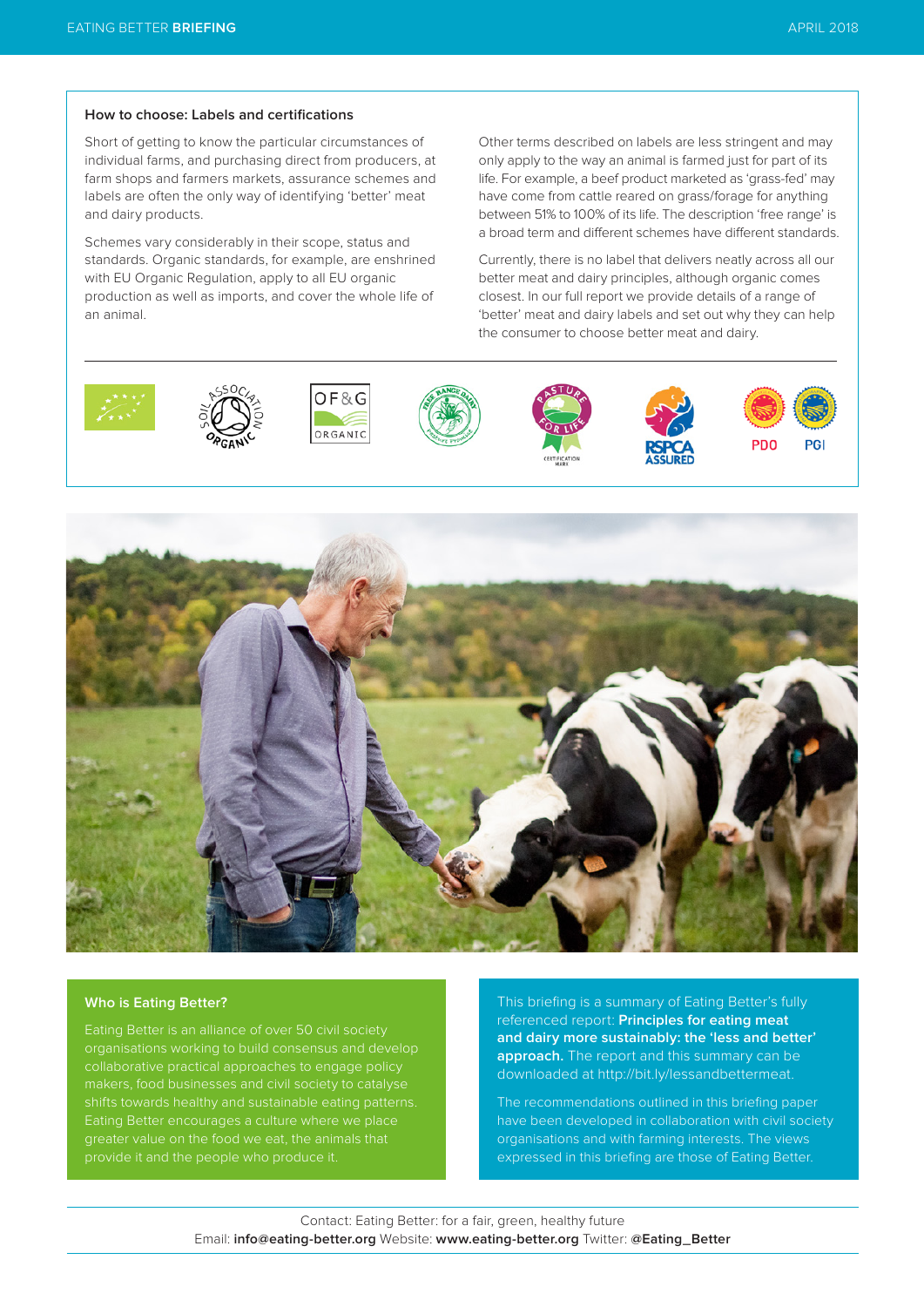### How to choose: Labels and certifications

Short of getting to know the particular circumstances of individual farms, and purchasing direct from producers, at farm shops and farmers markets, assurance schemes and labels are often the only way of identifying 'better' meat and dairy products.

Schemes vary considerably in their scope, status and standards. Organic standards, for example, are enshrined with EU Organic Regulation, apply to all EU organic production as well as imports, and cover the whole life of an animal.

Other terms described on labels are less stringent and may only apply to the way an animal is farmed just for part of its life. For example, a beef product marketed as 'grass-fed' may have come from cattle reared on grass/forage for anything between 51% to 100% of its life. The description 'free range' is a broad term and different schemes have different standards.

Currently, there is no label that delivers neatly across all our better meat and dairy principles, although organic comes closest. In our full report we provide details of a range of 'better' meat and dairy labels and set out why they can help the consumer to choose better meat and dairy.

### Who is Eating Better?

Eating Better is an alliance of over 50 civil society organisations working to build consensus and develop collaborative practical approaches to engage policy makers, food businesses and civil society to catalyse shifts towards healthy and sustainable eating patterns. Eating Better encourages a culture where we place greater value on the food we eat, the animals that provide it and the people who produce it.

This briefing is a summary of Eating Better's fully referenced report: **Principles for eating meat and dairy more sustainably: the 'less and better' approach.** The report and this summary can be downloaded at http://bit.ly/lessandbettermeat.

The recommendations outlined in this briefing paper have been developed in collaboration with civil society organisations and with farming interests. The views expressed in this briefing are those of Eating Better.

Contact: Eating Better: for a fair, green, healthy future
Email: **info@eating-better.org** Website: **www.eating-better.org** Twitter: **@Eating_Better**